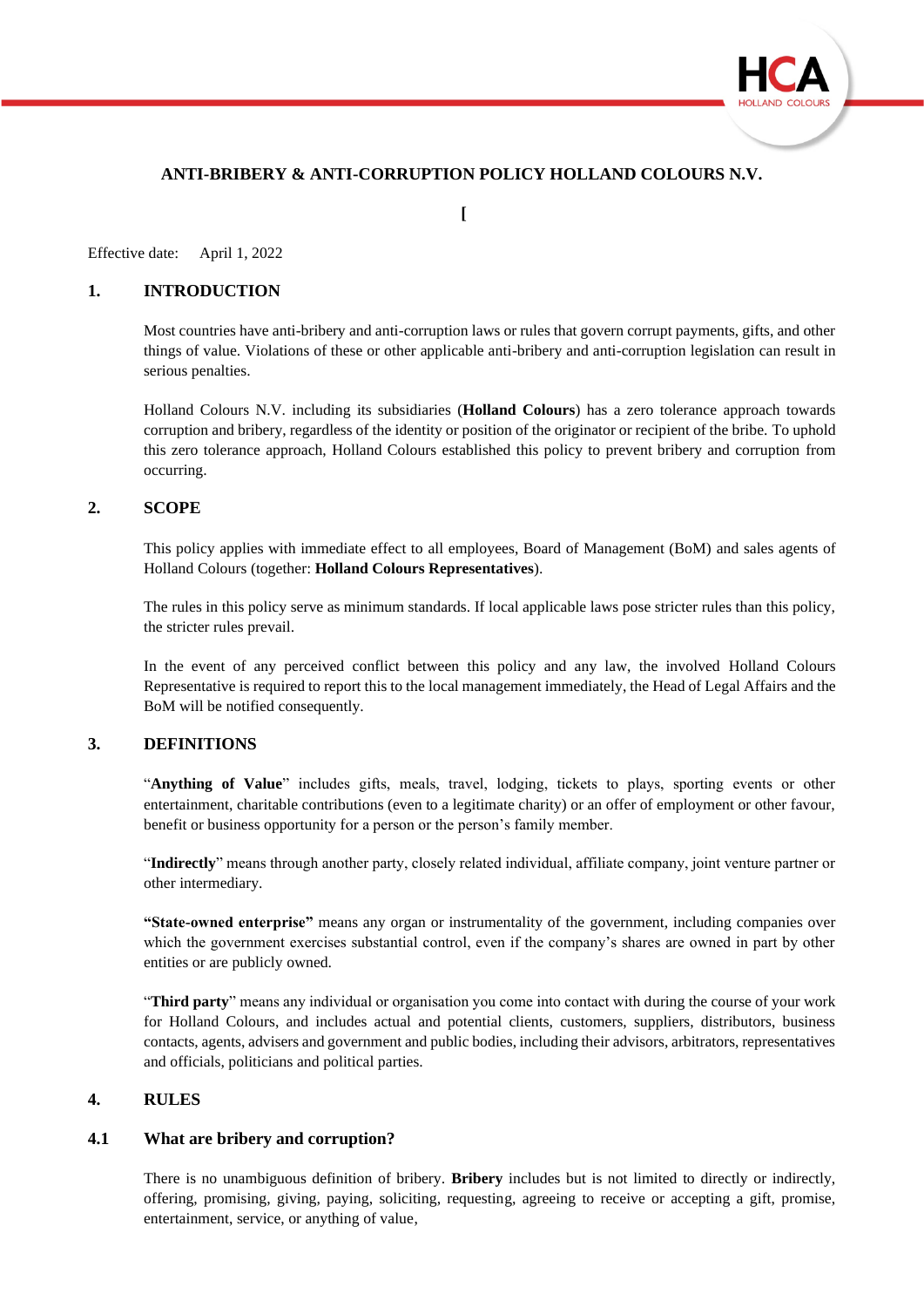# ANTI-BRIBERY & ANTI-CORRUPTION POLICY HOLLAND COLOURS N.V.

[

Effective date: April 1, 2022

## 1. INTRODUCTION

Most countries have anti-bribery and anti-corruption laws or rules that govern corrupt payments, gifts, and other things of value. Violations of these or other applicable anti-bribery and anti-corruption legislation can result in serious penalties.

Holland Colours N.V. including its subsidiaries (**Holland Colours**) has a zero tolerance approach towards corruption and bribery, regardless of the identity or position of the originator or recipient of the bribe. To uphold this zero tolerance approach, Holland Colours established this policy to prevent bribery and corruption from occurring.

## 2. SCOPE

This policy applies with immediate effect to all employees, Board of Management (BoM) and sales agents of Holland Colours (together: **Holland Colours Representatives**).

The rules in this policy serve as minimum standards. If local applicable laws pose stricter rules than this policy, the stricter rules prevail.

In the event of any perceived conflict between this policy and any law, the involved Holland Colours Representative is required to report this to the local management immediately, the Head of Legal Affairs and the BoM will be notified consequently.

## 3. DEFINITIONS

"**Anything of Value**" includes gifts, meals, travel, lodging, tickets to plays, sporting events or other entertainment, charitable contributions (even to a legitimate charity) or an offer of employment or other favour, benefit or business opportunity for a person or the person's family member.

"**Indirectly**" means through another party, closely related individual, affiliate company, joint venture partner or other intermediary.

**"State-owned enterprise"** means any organ or instrumentality of the government, including companies over which the government exercises substantial control, even if the company's shares are owned in part by other entities or are publicly owned.

"**Third party**" means any individual or organisation you come into contact with during the course of your work for Holland Colours, and includes actual and potential clients, customers, suppliers, distributors, business contacts, agents, advisers and government and public bodies, including their advisors, arbitrators, representatives and officials, politicians and political parties.

## 4. RULES

### 4.1 What are bribery and corruption?

There is no unambiguous definition of bribery. **Bribery** includes but is not limited to directly or indirectly, offering, promising, giving, paying, soliciting, requesting, agreeing to receive or accepting a gift, promise, entertainment, service, or anything of value,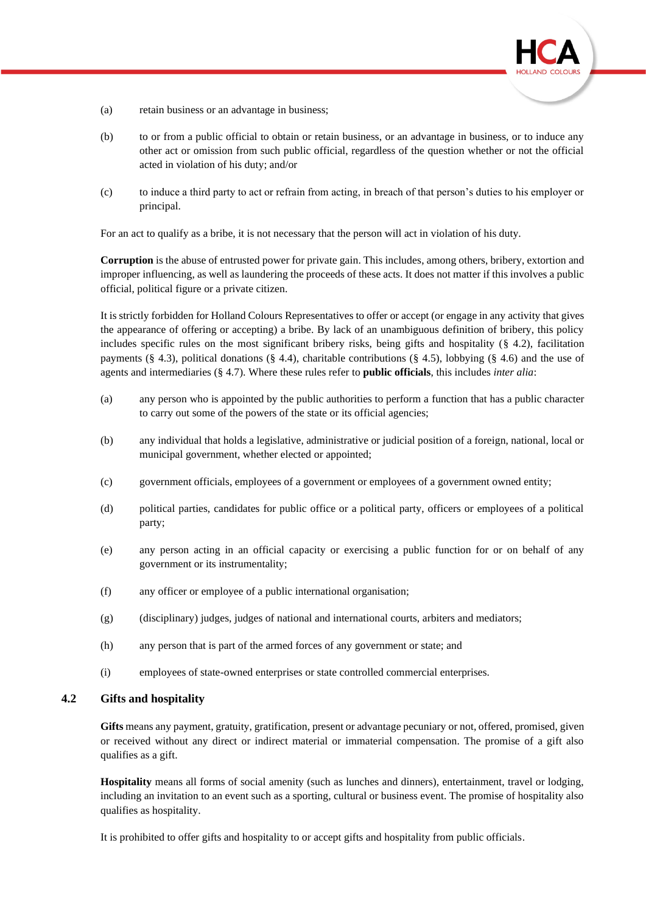(a) retain business or an advantage in business;

(b) to or from a public official to obtain or retain business, or an advantage in business, or to induce any other act or omission from such public official, regardless of the question whether or not the official acted in violation of his duty; and/or

(c) to induce a third party to act or refrain from acting, in breach of that person's duties to his employer or principal.

For an act to qualify as a bribe, it is not necessary that the person will act in violation of his duty.

**Corruption** is the abuse of entrusted power for private gain. This includes, among others, bribery, extortion and improper influencing, as well as laundering the proceeds of these acts. It does not matter if this involves a public official, political figure or a private citizen.

It is strictly forbidden for Holland Colours Representatives to offer or accept (or engage in any activity that gives the appearance of offering or accepting) a bribe. By lack of an unambiguous definition of bribery, this policy includes specific rules on the most significant bribery risks, being gifts and hospitality (§ 4.2), facilitation payments (§ 4.3), political donations (§ 4.4), charitable contributions (§ 4.5), lobbying (§ 4.6) and the use of agents and intermediaries (§ 4.7). Where these rules refer to **public officials**, this includes *inter alia*:

(a) any person who is appointed by the public authorities to perform a function that has a public character to carry out some of the powers of the state or its official agencies;

(b) any individual that holds a legislative, administrative or judicial position of a foreign, national, local or municipal government, whether elected or appointed;

(c) government officials, employees of a government or employees of a government owned entity;

(d) political parties, candidates for public office or a political party, officers or employees of a political party;

(e) any person acting in an official capacity or exercising a public function for or on behalf of any government or its instrumentality;

(f) any officer or employee of a public international organisation;

(g) (disciplinary) judges, judges of national and international courts, arbiters and mediators;

(h) any person that is part of the armed forces of any government or state; and

(i) employees of state-owned enterprises or state controlled commercial enterprises.

## 4.2 Gifts and hospitality

**Gifts** means any payment, gratuity, gratification, present or advantage pecuniary or not, offered, promised, given or received without any direct or indirect material or immaterial compensation. The promise of a gift also qualifies as a gift.

**Hospitality** means all forms of social amenity (such as lunches and dinners), entertainment, travel or lodging, including an invitation to an event such as a sporting, cultural or business event. The promise of hospitality also qualifies as hospitality.

It is prohibited to offer gifts and hospitality to or accept gifts and hospitality from public officials.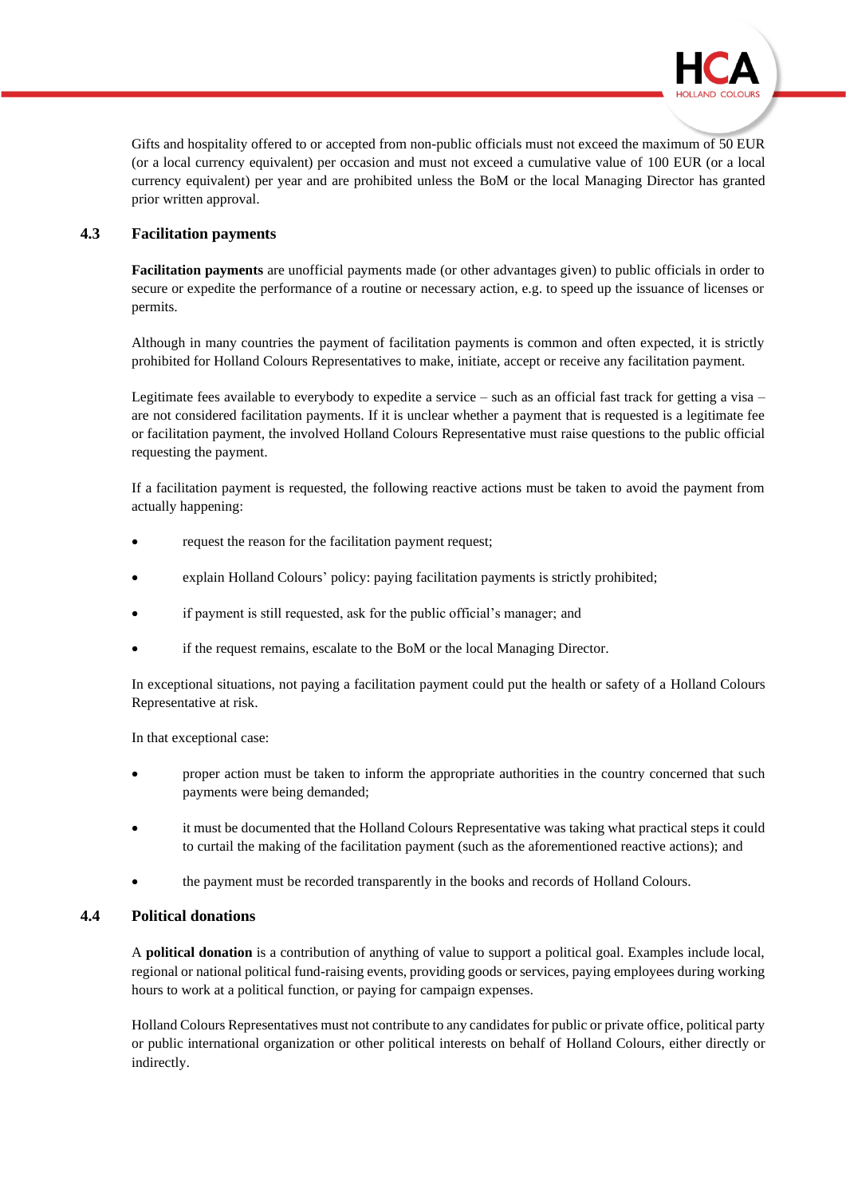Gifts and hospitality offered to or accepted from non-public officials must not exceed the maximum of 50 EUR (or a local currency equivalent) per occasion and must not exceed a cumulative value of 100 EUR (or a local currency equivalent) per year and are prohibited unless the BoM or the local Managing Director has granted prior written approval.

### 4.3 Facilitation payments

**Facilitation payments** are unofficial payments made (or other advantages given) to public officials in order to secure or expedite the performance of a routine or necessary action, e.g. to speed up the issuance of licenses or permits.

Although in many countries the payment of facilitation payments is common and often expected, it is strictly prohibited for Holland Colours Representatives to make, initiate, accept or receive any facilitation payment.

Legitimate fees available to everybody to expedite a service – such as an official fast track for getting a visa – are not considered facilitation payments. If it is unclear whether a payment that is requested is a legitimate fee or facilitation payment, the involved Holland Colours Representative must raise questions to the public official requesting the payment.

If a facilitation payment is requested, the following reactive actions must be taken to avoid the payment from actually happening:

- request the reason for the facilitation payment request;
- explain Holland Colours' policy: paying facilitation payments is strictly prohibited;
- if payment is still requested, ask for the public official's manager; and
- if the request remains, escalate to the BoM or the local Managing Director.

In exceptional situations, not paying a facilitation payment could put the health or safety of a Holland Colours Representative at risk.

In that exceptional case:

- proper action must be taken to inform the appropriate authorities in the country concerned that such payments were being demanded;
- it must be documented that the Holland Colours Representative was taking what practical steps it could to curtail the making of the facilitation payment (such as the aforementioned reactive actions); and
- the payment must be recorded transparently in the books and records of Holland Colours.

### 4.4 Political donations

A **political donation** is a contribution of anything of value to support a political goal. Examples include local, regional or national political fund-raising events, providing goods or services, paying employees during working hours to work at a political function, or paying for campaign expenses.

Holland Colours Representatives must not contribute to any candidates for public or private office, political party or public international organization or other political interests on behalf of Holland Colours, either directly or indirectly.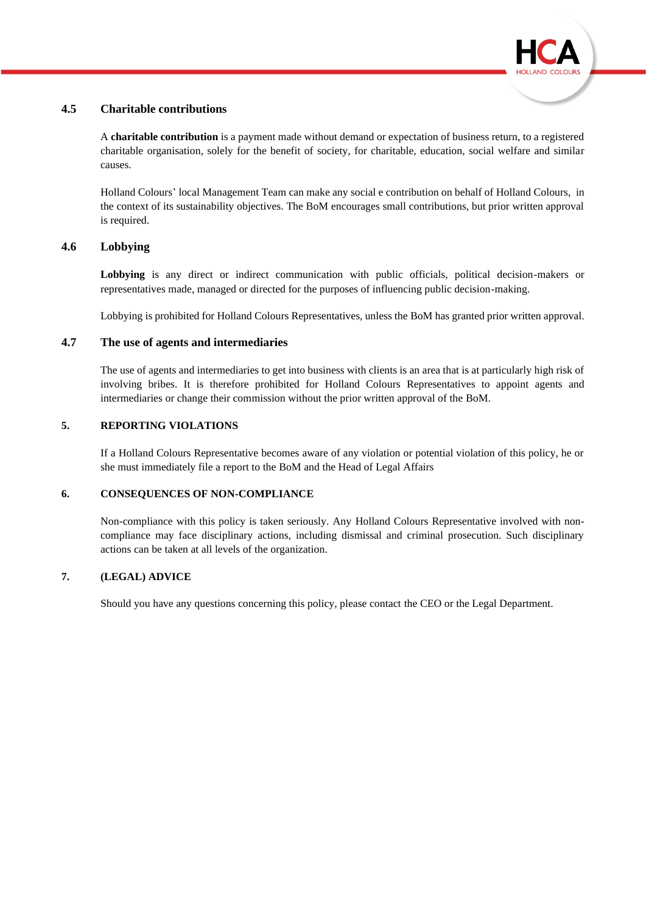### 4.5 Charitable contributions

A **charitable contribution** is a payment made without demand or expectation of business return, to a registered charitable organisation, solely for the benefit of society, for charitable, education, social welfare and similar causes.

Holland Colours' local Management Team can make any social e contribution on behalf of Holland Colours, in the context of its sustainability objectives. The BoM encourages small contributions, but prior written approval is required.

### 4.6 Lobbying

**Lobbying** is any direct or indirect communication with public officials, political decision-makers or representatives made, managed or directed for the purposes of influencing public decision-making.

Lobbying is prohibited for Holland Colours Representatives, unless the BoM has granted prior written approval.

### 4.7 The use of agents and intermediaries

The use of agents and intermediaries to get into business with clients is an area that is at particularly high risk of involving bribes. It is therefore prohibited for Holland Colours Representatives to appoint agents and intermediaries or change their commission without the prior written approval of the BoM.

## 5. REPORTING VIOLATIONS

If a Holland Colours Representative becomes aware of any violation or potential violation of this policy, he or she must immediately file a report to the BoM and the Head of Legal Affairs

## 6. CONSEQUENCES OF NON-COMPLIANCE

Non-compliance with this policy is taken seriously. Any Holland Colours Representative involved with non-compliance may face disciplinary actions, including dismissal and criminal prosecution. Such disciplinary actions can be taken at all levels of the organization.

## 7. (LEGAL) ADVICE

Should you have any questions concerning this policy, please contact the CEO or the Legal Department.